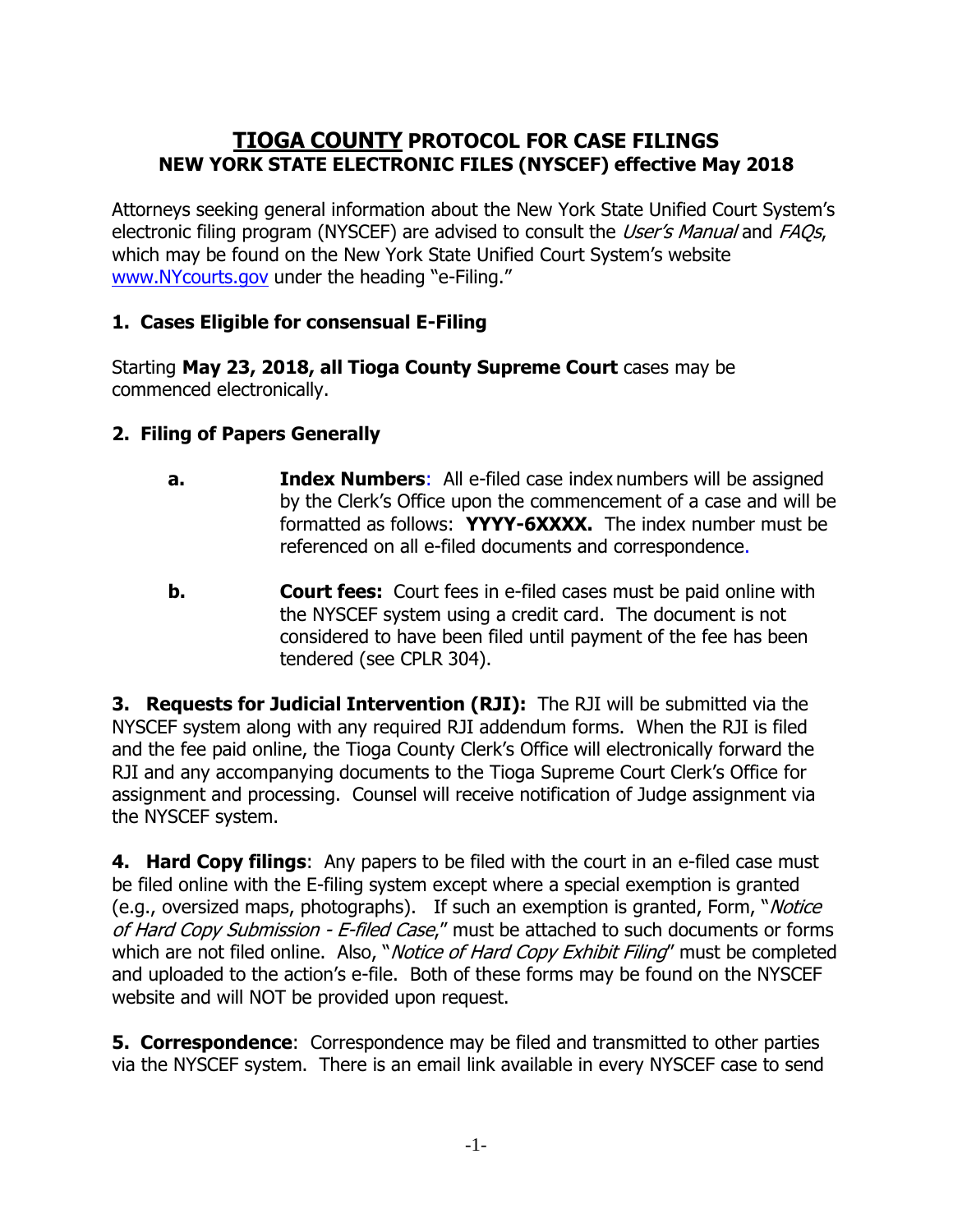# **<u>TIOGA COUNTY</u> PROTOCOL FOR CASE FILINGS**
## **NEW YORK STATE ELECTRONIC FILES (NYSCEF) effective May 2018**

Attorneys seeking general information about the New York State Unified Court System's electronic filing program (NYSCEF) are advised to consult the *User's Manual* and *FAQs*, which may be found on the New York State Unified Court System's website [www.NYcourts.gov](http://www.NYcourts.gov) under the heading "e-Filing."

### **1. Cases Eligible for consensual E-Filing**

Starting **May 23, 2018, all Tioga County Supreme Court** cases may be commenced electronically.

### **2. Filing of Papers Generally**

**a.** **Index Numbers**: All e-filed case index numbers will be assigned by the Clerk's Office upon the commencement of a case and will be formatted as follows: **YYYY-6XXXX.** The index number must be referenced on all e-filed documents and correspondence.

**b.** **Court fees:** Court fees in e-filed cases must be paid online with the NYSCEF system using a credit card. The document is not considered to have been filed until payment of the fee has been tendered (see CPLR 304).

**3. Requests for Judicial Intervention (RJI):** The RJI will be submitted via the NYSCEF system along with any required RJI addendum forms. When the RJI is filed and the fee paid online, the Tioga County Clerk's Office will electronically forward the RJI and any accompanying documents to the Tioga Supreme Court Clerk's Office for assignment and processing. Counsel will receive notification of Judge assignment via the NYSCEF system.

**4. Hard Copy filings**: Any papers to be filed with the court in an e-filed case must be filed online with the E-filing system except where a special exemption is granted (e.g., oversized maps, photographs). If such an exemption is granted, Form, "*Notice of Hard Copy Submission - E-filed Case*," must be attached to such documents or forms which are not filed online. Also, "*Notice of Hard Copy Exhibit Filing*" must be completed and uploaded to the action's e-file. Both of these forms may be found on the NYSCEF website and will NOT be provided upon request.

**5. Correspondence**: Correspondence may be filed and transmitted to other parties via the NYSCEF system. There is an email link available in every NYSCEF case to send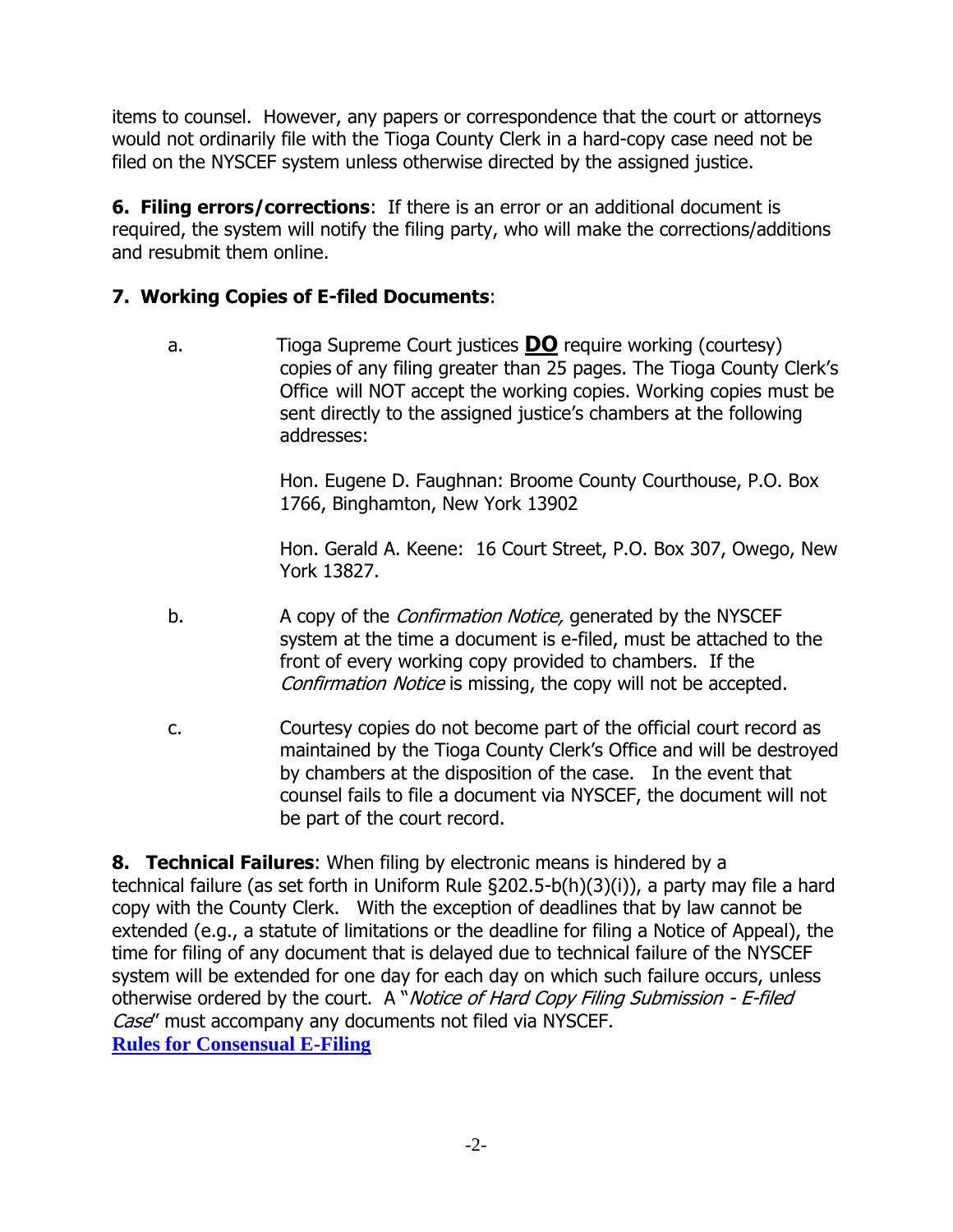items to counsel. However, any papers or correspondence that the court or attorneys would not ordinarily file with the Tioga County Clerk in a hard-copy case need not be filed on the NYSCEF system unless otherwise directed by the assigned justice.

**6. Filing errors/corrections**: If there is an error or an additional document is required, the system will notify the filing party, who will make the corrections/additions and resubmit them online.

**7. Working Copies of E-filed Documents**:

a. Tioga Supreme Court justices **DO** require working (courtesy) copies of any filing greater than 25 pages. The Tioga County Clerk's Office will NOT accept the working copies. Working copies must be sent directly to the assigned justice's chambers at the following addresses:

Hon. Eugene D. Faughnan: Broome County Courthouse, P.O. Box 1766, Binghamton, New York 13902

Hon. Gerald A. Keene: 16 Court Street, P.O. Box 307, Owego, New York 13827.

b. A copy of the *Confirmation Notice,* generated by the NYSCEF system at the time a document is e-filed, must be attached to the front of every working copy provided to chambers. If the *Confirmation Notice* is missing, the copy will not be accepted.

c. Courtesy copies do not become part of the official court record as maintained by the Tioga County Clerk's Office and will be destroyed by chambers at the disposition of the case. In the event that counsel fails to file a document via NYSCEF, the document will not be part of the court record.

**8. Technical Failures**: When filing by electronic means is hindered by a technical failure (as set forth in Uniform Rule §202.5-b(h)(3)(i)), a party may file a hard copy with the County Clerk. With the exception of deadlines that by law cannot be extended (e.g., a statute of limitations or the deadline for filing a Notice of Appeal), the time for filing of any document that is delayed due to technical failure of the NYSCEF system will be extended for one day for each day on which such failure occurs, unless otherwise ordered by the court. A "*Notice of Hard Copy Filing Submission - E-filed Case*" must accompany any documents not filed via NYSCEF.

**Rules for Consensual E-Filing**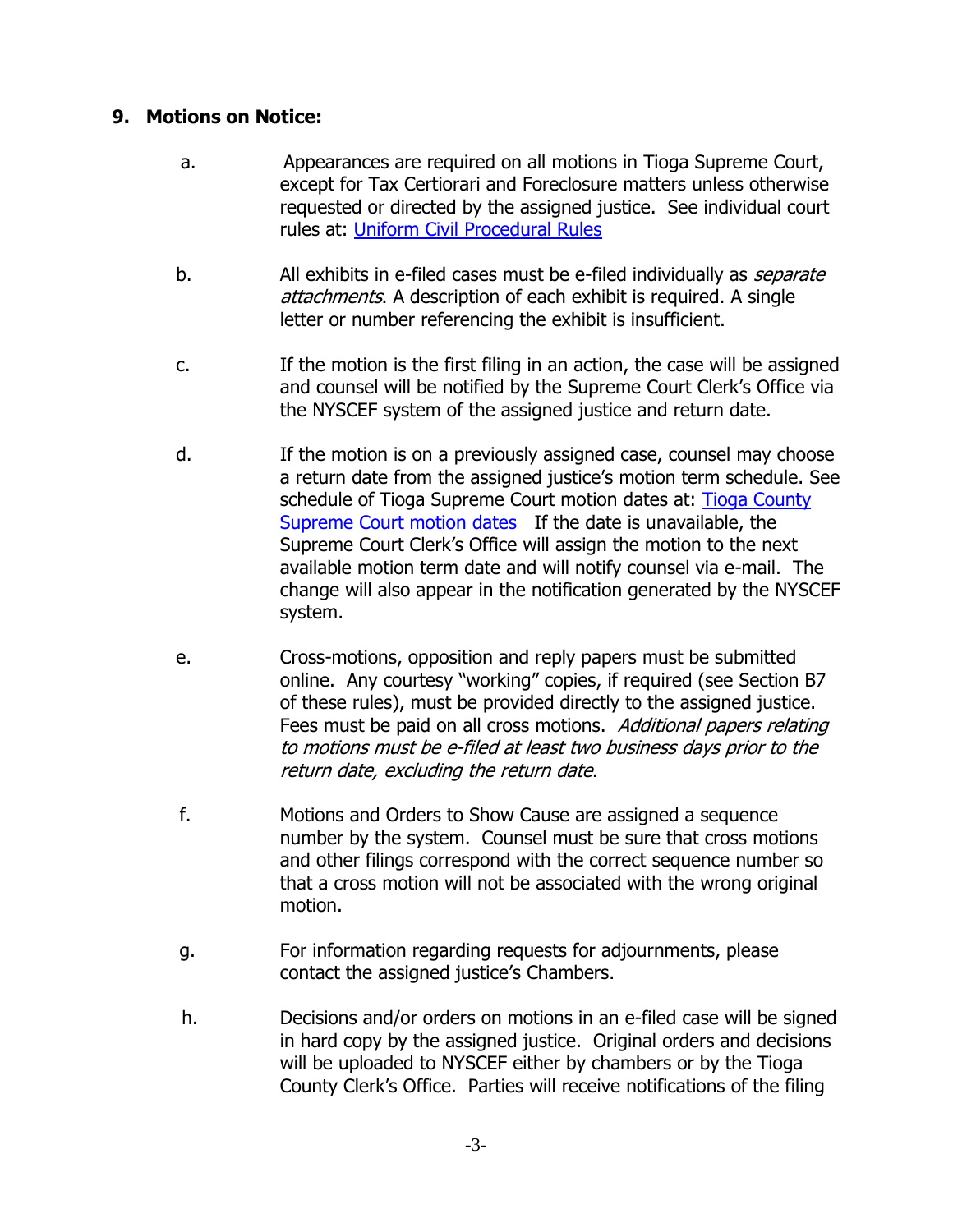**9. Motions on Notice:**

a. Appearances are required on all motions in Tioga Supreme Court, except for Tax Certiorari and Foreclosure matters unless otherwise requested or directed by the assigned justice. See individual court rules at: [Uniform Civil Procedural Rules]

b. All exhibits in e-filed cases must be e-filed individually as *separate attachments*. A description of each exhibit is required. A single letter or number referencing the exhibit is insufficient.

c. If the motion is the first filing in an action, the case will be assigned and counsel will be notified by the Supreme Court Clerk's Office via the NYSCEF system of the assigned justice and return date.

d. If the motion is on a previously assigned case, counsel may choose a return date from the assigned justice's motion term schedule. See schedule of Tioga Supreme Court motion dates at: [Tioga County Supreme Court motion dates] If the date is unavailable, the Supreme Court Clerk's Office will assign the motion to the next available motion term date and will notify counsel via e-mail. The change will also appear in the notification generated by the NYSCEF system.

e. Cross-motions, opposition and reply papers must be submitted online. Any courtesy "working" copies, if required (see Section B7 of these rules), must be provided directly to the assigned justice. Fees must be paid on all cross motions. *Additional papers relating to motions must be e-filed at least two business days prior to the return date, excluding the return date*.

f. Motions and Orders to Show Cause are assigned a sequence number by the system. Counsel must be sure that cross motions and other filings correspond with the correct sequence number so that a cross motion will not be associated with the wrong original motion.

g. For information regarding requests for adjournments, please contact the assigned justice's Chambers.

h. Decisions and/or orders on motions in an e-filed case will be signed in hard copy by the assigned justice. Original orders and decisions will be uploaded to NYSCEF either by chambers or by the Tioga County Clerk's Office. Parties will receive notifications of the filing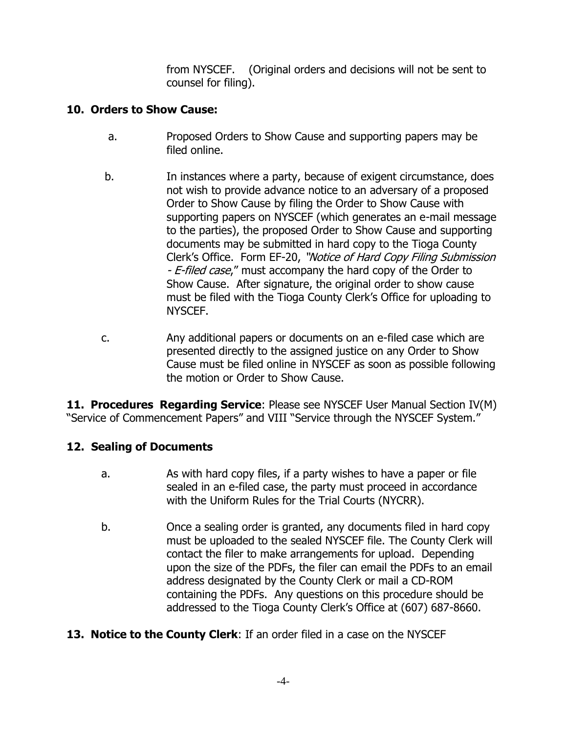from NYSCEF. (Original orders and decisions will not be sent to counsel for filing).

**10. Orders to Show Cause:**

a. Proposed Orders to Show Cause and supporting papers may be filed online.

b. In instances where a party, because of exigent circumstance, does not wish to provide advance notice to an adversary of a proposed Order to Show Cause by filing the Order to Show Cause with supporting papers on NYSCEF (which generates an e-mail message to the parties), the proposed Order to Show Cause and supporting documents may be submitted in hard copy to the Tioga County Clerk's Office. Form EF-20, *"Notice of Hard Copy Filing Submission - E-filed case*," must accompany the hard copy of the Order to Show Cause. After signature, the original order to show cause must be filed with the Tioga County Clerk's Office for uploading to NYSCEF.

c. Any additional papers or documents on an e-filed case which are presented directly to the assigned justice on any Order to Show Cause must be filed online in NYSCEF as soon as possible following the motion or Order to Show Cause.

**11. Procedures Regarding Service**: Please see NYSCEF User Manual Section IV(M) "Service of Commencement Papers" and VIII "Service through the NYSCEF System."

**12. Sealing of Documents**

a. As with hard copy files, if a party wishes to have a paper or file sealed in an e-filed case, the party must proceed in accordance with the Uniform Rules for the Trial Courts (NYCRR).

b. Once a sealing order is granted, any documents filed in hard copy must be uploaded to the sealed NYSCEF file. The County Clerk will contact the filer to make arrangements for upload. Depending upon the size of the PDFs, the filer can email the PDFs to an email address designated by the County Clerk or mail a CD-ROM containing the PDFs. Any questions on this procedure should be addressed to the Tioga County Clerk's Office at (607) 687-8660.

**13. Notice to the County Clerk**: If an order filed in a case on the NYSCEF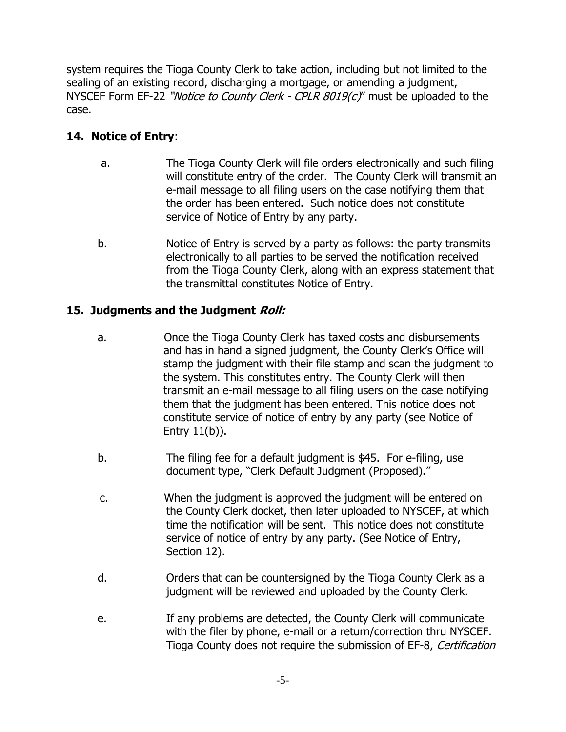system requires the Tioga County Clerk to take action, including but not limited to the sealing of an existing record, discharging a mortgage, or amending a judgment, NYSCEF Form EF-22 *"Notice to County Clerk - CPLR 8019(c)"* must be uploaded to the case.

**14. Notice of Entry**:

a. The Tioga County Clerk will file orders electronically and such filing will constitute entry of the order. The County Clerk will transmit an e-mail message to all filing users on the case notifying them that the order has been entered. Such notice does not constitute service of Notice of Entry by any party.

b. Notice of Entry is served by a party as follows: the party transmits electronically to all parties to be served the notification received from the Tioga County Clerk, along with an express statement that the transmittal constitutes Notice of Entry.

**15. Judgments and the Judgment *Roll:***

a. Once the Tioga County Clerk has taxed costs and disbursements and has in hand a signed judgment, the County Clerk's Office will stamp the judgment with their file stamp and scan the judgment to the system. This constitutes entry. The County Clerk will then transmit an e-mail message to all filing users on the case notifying them that the judgment has been entered. This notice does not constitute service of notice of entry by any party (see Notice of Entry 11(b)).

b. The filing fee for a default judgment is $45. For e-filing, use document type, "Clerk Default Judgment (Proposed)."

c. When the judgment is approved the judgment will be entered on the County Clerk docket, then later uploaded to NYSCEF, at which time the notification will be sent. This notice does not constitute service of notice of entry by any party. (See Notice of Entry, Section 12).

d. Orders that can be countersigned by the Tioga County Clerk as a judgment will be reviewed and uploaded by the County Clerk.

e. If any problems are detected, the County Clerk will communicate with the filer by phone, e-mail or a return/correction thru NYSCEF. Tioga County does not require the submission of EF-8, *Certification*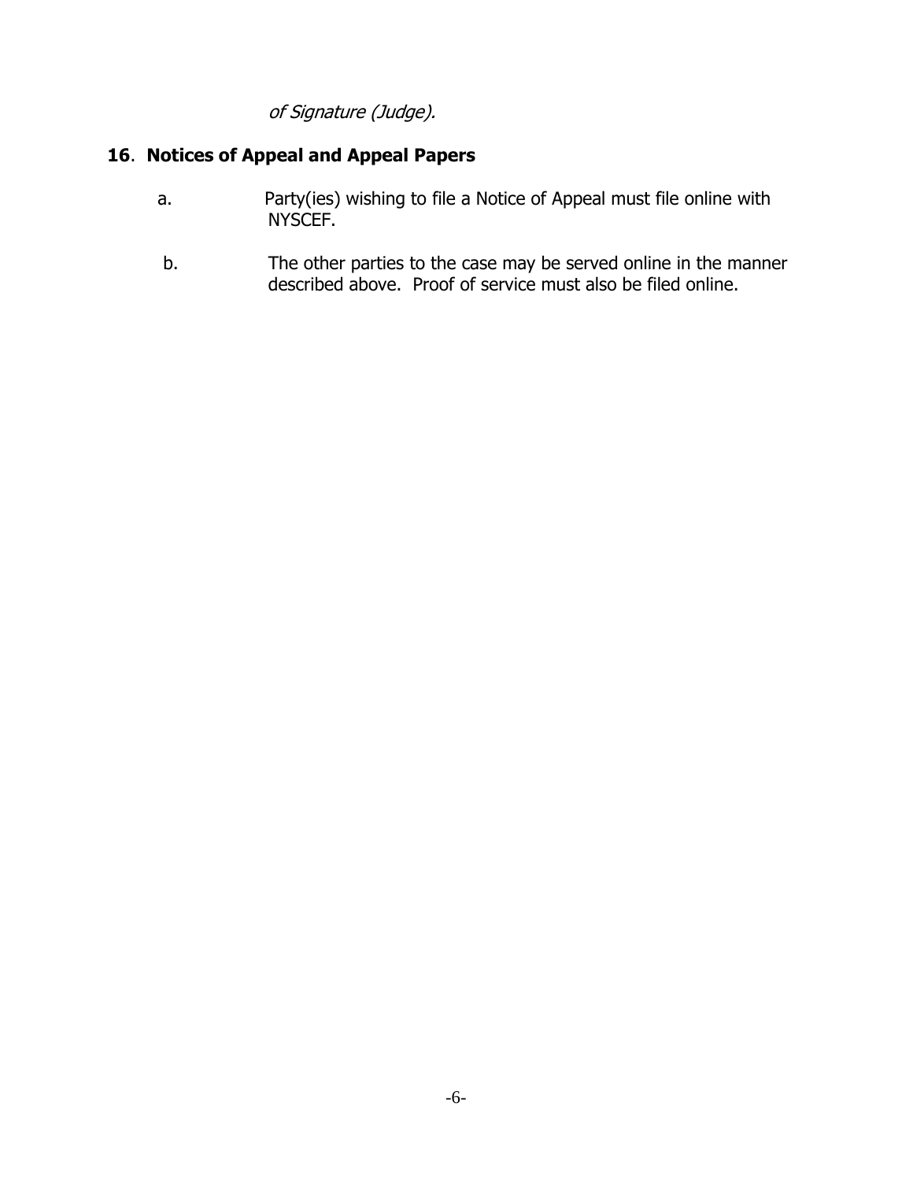*of Signature (Judge).*

## **16**. **Notices of Appeal and Appeal Papers**

a. Party(ies) wishing to file a Notice of Appeal must file online with NYSCEF.

b. The other parties to the case may be served online in the manner described above. Proof of service must also be filed online.